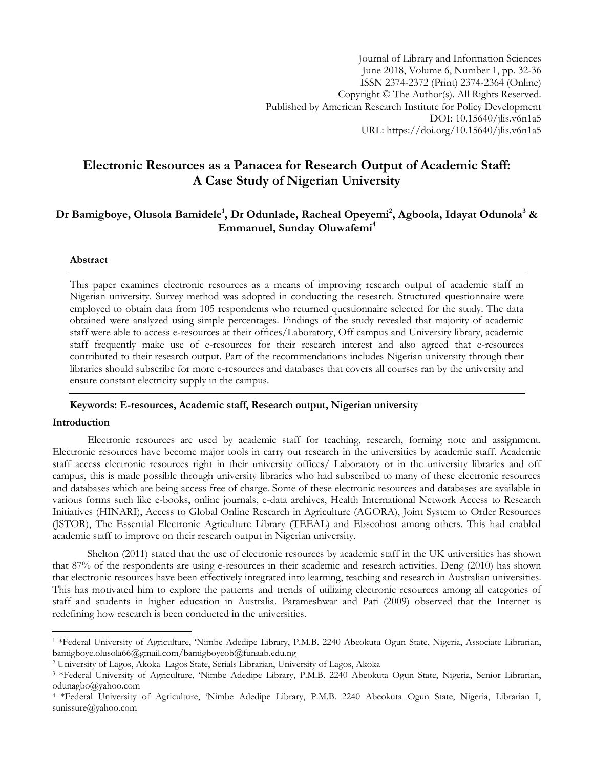# Electronic Resources as a Panacea for Research Output of Academic Staff: A Case Study of Nigerian University

**Dr Bamigboye, Olusola Bamidele[1], Dr Odunlade, Racheal Opeyemi[2], Agboola, Idayat Odunola[3] & Emmanuel, Sunday Oluwafemi[4]**

## Abstract

This paper examines electronic resources as a means of improving research output of academic staff in Nigerian university. Survey method was adopted in conducting the research. Structured questionnaire were employed to obtain data from 105 respondents who returned questionnaire selected for the study. The data obtained were analyzed using simple percentages. Findings of the study revealed that majority of academic staff were able to access e-resources at their offices/Laboratory, Off campus and University library, academic staff frequently make use of e-resources for their research interest and also agreed that e-resources contributed to their research output. Part of the recommendations includes Nigerian university through their libraries should subscribe for more e-resources and databases that covers all courses ran by the university and ensure constant electricity supply in the campus.

**Keywords: E-resources, Academic staff, Research output, Nigerian university**

## Introduction

Electronic resources are used by academic staff for teaching, research, forming note and assignment. Electronic resources have become major tools in carry out research in the universities by academic staff. Academic staff access electronic resources right in their university offices/ Laboratory or in the university libraries and off campus, this is made possible through university libraries who had subscribed to many of these electronic resources and databases which are being access free of charge. Some of these electronic resources and databases are available in various forms such like e-books, online journals, e-data archives, Health International Network Access to Research Initiatives (HINARI), Access to Global Online Research in Agriculture (AGORA), Joint System to Order Resources (JSTOR), The Essential Electronic Agriculture Library (TEEAL) and Ebscohost among others. This had enabled academic staff to improve on their research output in Nigerian university.

Shelton (2011) stated that the use of electronic resources by academic staff in the UK universities has shown that 87% of the respondents are using e-resources in their academic and research activities. Deng (2010) has shown that electronic resources have been effectively integrated into learning, teaching and research in Australian universities. This has motivated him to explore the patterns and trends of utilizing electronic resources among all categories of staff and students in higher education in Australia. Parameshwar and Pati (2009) observed that the Internet is redefining how research is been conducted in the universities.

---

[1] *Federal University of Agriculture, 'Nimbe Adedipe Library, P.M.B. 2240 Abeokuta Ogun State, Nigeria, Associate Librarian, bamigboye.olusola66@gmail.com/bamigboyeob@funaab.edu.ng

[2] University of Lagos, Akoka Lagos State, Serials Librarian, University of Lagos, Akoka

[3] *Federal University of Agriculture, 'Nimbe Adedipe Library, P.M.B. 2240 Abeokuta Ogun State, Nigeria, Senior Librarian, odunagbo@yahoo.com

[4] *Federal University of Agriculture, 'Nimbe Adedipe Library, P.M.B. 2240 Abeokuta Ogun State, Nigeria, Librarian I, sunissure@yahoo.com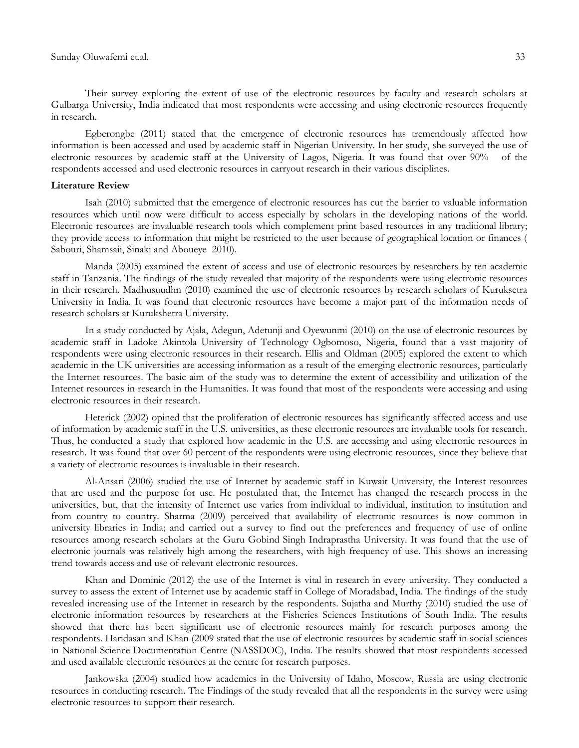Their survey exploring the extent of use of the electronic resources by faculty and research scholars at Gulbarga University, India indicated that most respondents were accessing and using electronic resources frequently in research.

Egberongbe (2011) stated that the emergence of electronic resources has tremendously affected how information is been accessed and used by academic staff in Nigerian University. In her study, she surveyed the use of electronic resources by academic staff at the University of Lagos, Nigeria. It was found that over 90% of the respondents accessed and used electronic resources in carryout research in their various disciplines.

**Literature Review**

Isah (2010) submitted that the emergence of electronic resources has cut the barrier to valuable information resources which until now were difficult to access especially by scholars in the developing nations of the world. Electronic resources are invaluable research tools which complement print based resources in any traditional library; they provide access to information that might be restricted to the user because of geographical location or finances ( Sabouri, Shamsaii, Sinaki and Aboueye 2010).

Manda (2005) examined the extent of access and use of electronic resources by researchers by ten academic staff in Tanzania. The findings of the study revealed that majority of the respondents were using electronic resources in their research. Madhusuudhn (2010) examined the use of electronic resources by research scholars of Kuruksetra University in India. It was found that electronic resources have become a major part of the information needs of research scholars at Kurukshetra University.

In a study conducted by Ajala, Adegun, Adetunji and Oyewunmi (2010) on the use of electronic resources by academic staff in Ladoke Akintola University of Technology Ogbomoso, Nigeria, found that a vast majority of respondents were using electronic resources in their research. Ellis and Oldman (2005) explored the extent to which academic in the UK universities are accessing information as a result of the emerging electronic resources, particularly the Internet resources. The basic aim of the study was to determine the extent of accessibility and utilization of the Internet resources in research in the Humanities. It was found that most of the respondents were accessing and using electronic resources in their research.

Heterick (2002) opined that the proliferation of electronic resources has significantly affected access and use of information by academic staff in the U.S. universities, as these electronic resources are invaluable tools for research. Thus, he conducted a study that explored how academic in the U.S. are accessing and using electronic resources in research. It was found that over 60 percent of the respondents were using electronic resources, since they believe that a variety of electronic resources is invaluable in their research.

Al-Ansari (2006) studied the use of Internet by academic staff in Kuwait University, the Interest resources that are used and the purpose for use. He postulated that, the Internet has changed the research process in the universities, but, that the intensity of Internet use varies from individual to individual, institution to institution and from country to country. Sharma (2009) perceived that availability of electronic resources is now common in university libraries in India; and carried out a survey to find out the preferences and frequency of use of online resources among research scholars at the Guru Gobind Singh Indraprastha University. It was found that the use of electronic journals was relatively high among the researchers, with high frequency of use. This shows an increasing trend towards access and use of relevant electronic resources.

Khan and Dominic (2012) the use of the Internet is vital in research in every university. They conducted a survey to assess the extent of Internet use by academic staff in College of Moradabad, India. The findings of the study revealed increasing use of the Internet in research by the respondents. Sujatha and Murthy (2010) studied the use of electronic information resources by researchers at the Fisheries Sciences Institutions of South India. The results showed that there has been significant use of electronic resources mainly for research purposes among the respondents. Haridasan and Khan (2009 stated that the use of electronic resources by academic staff in social sciences in National Science Documentation Centre (NASSDOC), India. The results showed that most respondents accessed and used available electronic resources at the centre for research purposes.

Jankowska (2004) studied how academics in the University of Idaho, Moscow, Russia are using electronic resources in conducting research. The Findings of the study revealed that all the respondents in the survey were using electronic resources to support their research.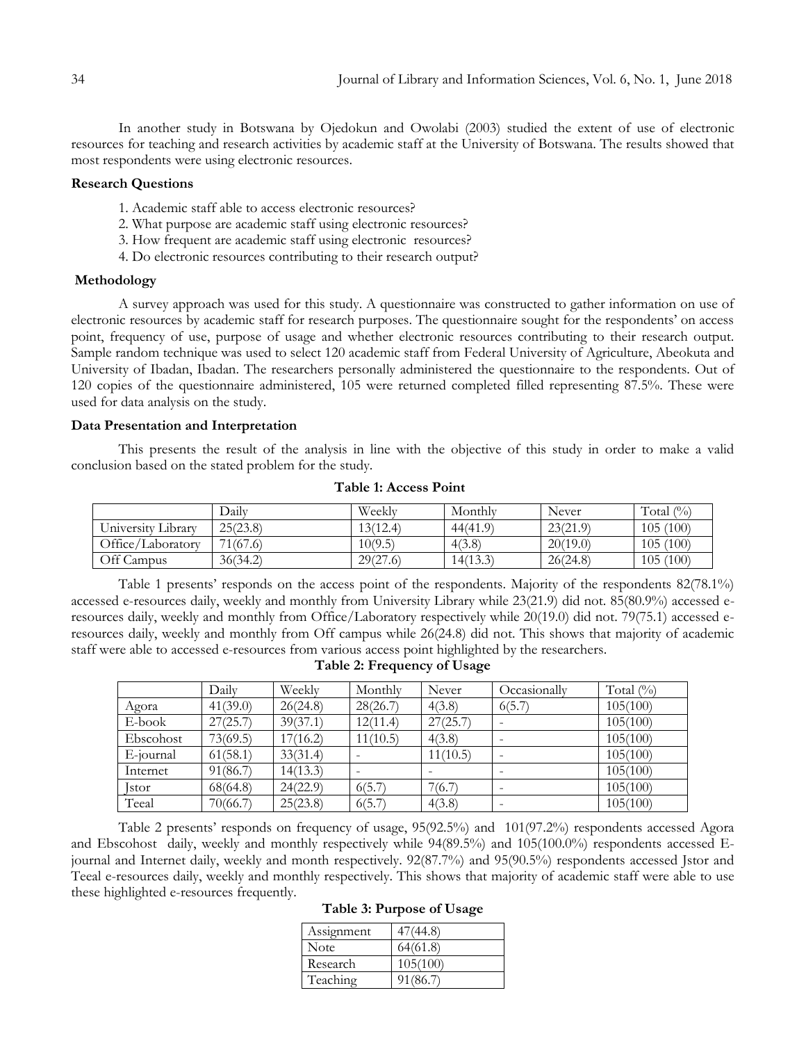In another study in Botswana by Ojedokun and Owolabi (2003) studied the extent of use of electronic resources for teaching and research activities by academic staff at the University of Botswana. The results showed that most respondents were using electronic resources.

### Research Questions

1. Academic staff able to access electronic resources?
2. What purpose are academic staff using electronic resources?
3. How frequent are academic staff using electronic resources?
4. Do electronic resources contributing to their research output?

### Methodology

A survey approach was used for this study. A questionnaire was constructed to gather information on use of electronic resources by academic staff for research purposes. The questionnaire sought for the respondents' on access point, frequency of use, purpose of usage and whether electronic resources contributing to their research output. Sample random technique was used to select 120 academic staff from Federal University of Agriculture, Abeokuta and University of Ibadan, Ibadan. The researchers personally administered the questionnaire to the respondents. Out of 120 copies of the questionnaire administered, 105 were returned completed filled representing 87.5%. These were used for data analysis on the study.

### Data Presentation and Interpretation

This presents the result of the analysis in line with the objective of this study in order to make a valid conclusion based on the stated problem for the study.

**Table 1: Access Point**

| | Daily | Weekly | Monthly | Never | Total (%) |
|---|---|---|---|---|---|
| University Library | 25(23.8) | 13(12.4) | 44(41.9) | 23(21.9) | 105 (100) |
| Office/Laboratory | 71(67.6) | 10(9.5) | 4(3.8) | 20(19.0) | 105 (100) |
| Off Campus | 36(34.2) | 29(27.6) | 14(13.3) | 26(24.8) | 105 (100) |

Table 1 presents' responds on the access point of the respondents. Majority of the respondents 82(78.1%) accessed e-resources daily, weekly and monthly from University Library while 23(21.9) did not. 85(80.9%) accessed e-resources daily, weekly and monthly from Office/Laboratory respectively while 20(19.0) did not. 79(75.1) accessed e-resources daily, weekly and monthly from Off campus while 26(24.8) did not. This shows that majority of academic staff were able to accessed e-resources from various access point highlighted by the researchers.

**Table 2: Frequency of Usage**

| | Daily | Weekly | Monthly | Never | Occasionally | Total (%) |
|---|---|---|---|---|---|---|
| Agora | 41(39.0) | 26(24.8) | 28(26.7) | 4(3.8) | 6(5.7) | 105(100) |
| E-book | 27(25.7) | 39(37.1) | 12(11.4) | 27(25.7) | - | 105(100) |
| Ebscohost | 73(69.5) | 17(16.2) | 11(10.5) | 4(3.8) | - | 105(100) |
| E-journal | 61(58.1) | 33(31.4) | - | 11(10.5) | - | 105(100) |
| Internet | 91(86.7) | 14(13.3) | - | - | - | 105(100) |
| Jstor | 68(64.8) | 24(22.9) | 6(5.7) | 7(6.7) | - | 105(100) |
| Teeal | 70(66.7) | 25(23.8) | 6(5.7) | 4(3.8) | - | 105(100) |

Table 2 presents' responds on frequency of usage, 95(92.5%) and 101(97.2%) respondents accessed Agora and Ebscohost daily, weekly and monthly respectively while 94(89.5%) and 105(100.0%) respondents accessed E-journal and Internet daily, weekly and month respectively. 92(87.7%) and 95(90.5%) respondents accessed Jstor and Teeal e-resources daily, weekly and monthly respectively. This shows that majority of academic staff were able to use these highlighted e-resources frequently.

**Table 3: Purpose of Usage**

| | |
|---|---|
| Assignment | 47(44.8) |
| Note | 64(61.8) |
| Research | 105(100) |
| Teaching | 91(86.7) |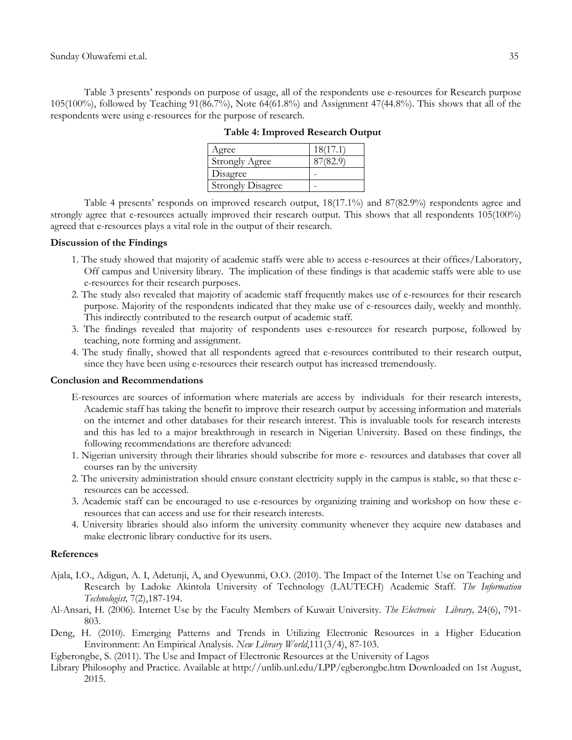Table 3 presents' responds on purpose of usage, all of the respondents use e-resources for Research purpose 105(100%), followed by Teaching 91(86.7%), Note 64(61.8%) and Assignment 47(44.8%). This shows that all of the respondents were using e-resources for the purpose of research.

**Table 4: Improved Research Output**

| | |
|---|---|
| Agree | 18(17.1) |
| Strongly Agree | 87(82.9) |
| Disagree | - |
| Strongly Disagree | - |

Table 4 presents' responds on improved research output, 18(17.1%) and 87(82.9%) respondents agree and strongly agree that e-resources actually improved their research output. This shows that all respondents 105(100%) agreed that e-resources plays a vital role in the output of their research.

### Discussion of the Findings

1. The study showed that majority of academic staffs were able to access e-resources at their offices/Laboratory, Off campus and University library. The implication of these findings is that academic staffs were able to use e-resources for their research purposes.
2. The study also revealed that majority of academic staff frequently makes use of e-resources for their research purpose. Majority of the respondents indicated that they make use of e-resources daily, weekly and monthly. This indirectly contributed to the research output of academic staff.
3. The findings revealed that majority of respondents uses e-resources for research purpose, followed by teaching, note forming and assignment.
4. The study finally, showed that all respondents agreed that e-resources contributed to their research output, since they have been using e-resources their research output has increased tremendously.

### Conclusion and Recommendations

E-resources are sources of information where materials are access by individuals for their research interests, Academic staff has taking the benefit to improve their research output by accessing information and materials on the internet and other databases for their research interest. This is invaluable tools for research interests and this has led to a major breakthrough in research in Nigerian University. Based on these findings, the following recommendations are therefore advanced:

1. Nigerian university through their libraries should subscribe for more e- resources and databases that cover all courses ran by the university
2. The university administration should ensure constant electricity supply in the campus is stable, so that these e-resources can be accessed.
3. Academic staff can be encouraged to use e-resources by organizing training and workshop on how these e-resources that can access and use for their research interests.
4. University libraries should also inform the university community whenever they acquire new databases and make electronic library conductive for its users.

### References

Ajala, I.O., Adigun, A. I, Adetunji, A, and Oyewunmi, O.O. (2010). The Impact of the Internet Use on Teaching and Research by Ladoke Akintola University of Technology (LAUTECH) Academic Staff. *The Information Technologist,* 7(2),187-194.

Al-Ansari, H. (2006). Internet Use by the Faculty Members of Kuwait University. *The Electronic Library,* 24(6), 791-803.

Deng, H. (2010). Emerging Patterns and Trends in Utilizing Electronic Resources in a Higher Education Environment: An Empirical Analysis. *New Library World*,111(3/4), 87-103.

Egberongbe, S. (2011). The Use and Impact of Electronic Resources at the University of Lagos Library Philosophy and Practice. Available at http://unlib.unl.edu/LPP/egberongbe.htm Downloaded on 1st August, 2015.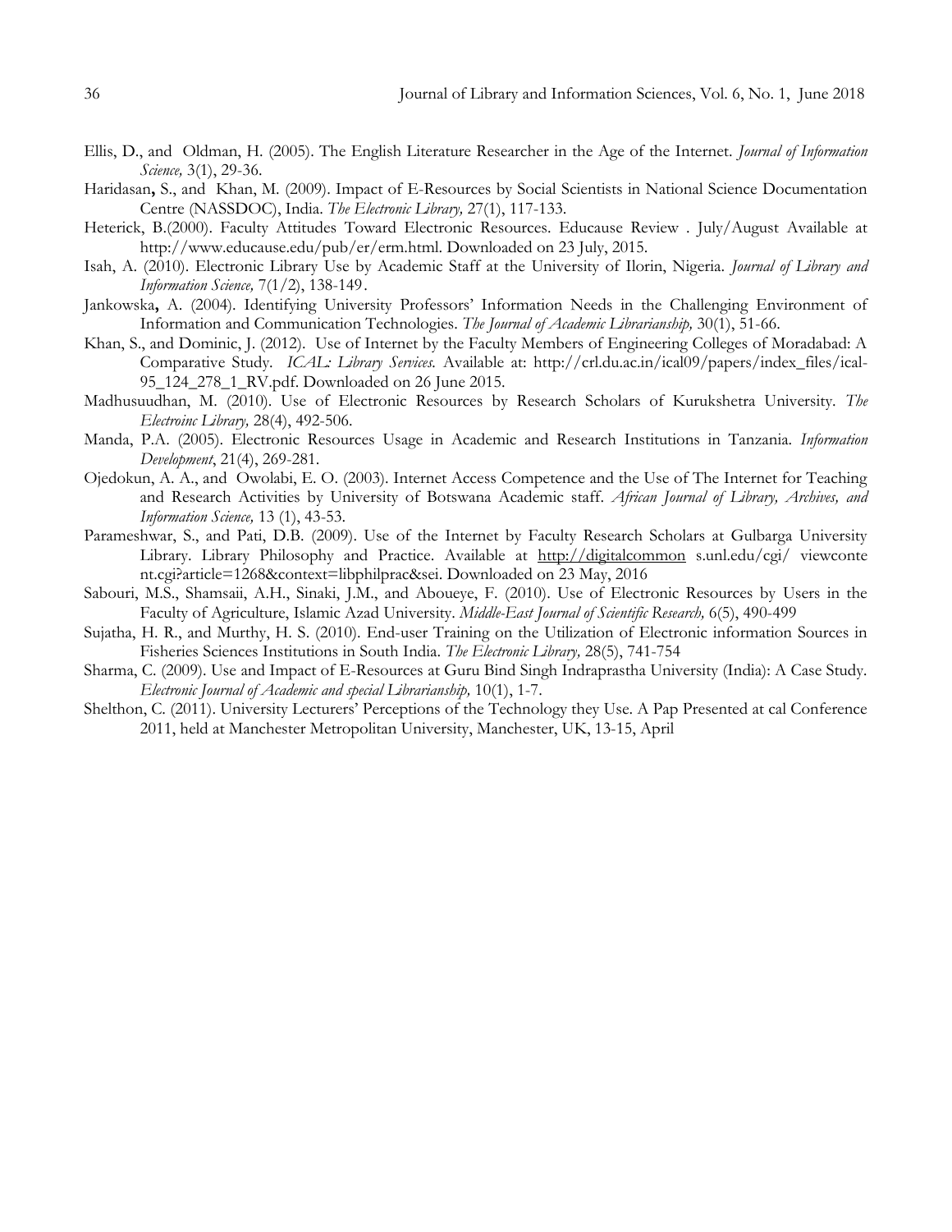Ellis, D., and Oldman, H. (2005). The English Literature Researcher in the Age of the Internet. *Journal of Information Science,* 3(1), 29-36.

Haridasan**,** S., and Khan, M. (2009). Impact of E-Resources by Social Scientists in National Science Documentation Centre (NASSDOC), India. *The Electronic Library,* 27(1), 117-133.

Heterick, B.(2000). Faculty Attitudes Toward Electronic Resources. Educause Review . July/August Available at http://www.educause.edu/pub/er/erm.html. Downloaded on 23 July, 2015.

Isah, A. (2010). Electronic Library Use by Academic Staff at the University of Ilorin, Nigeria. *Journal of Library and Information Science,* 7(1/2), 138-149.

Jankowska**,** A. (2004). Identifying University Professors' Information Needs in the Challenging Environment of Information and Communication Technologies. *The Journal of Academic Librarianship,* 30(1), 51-66.

Khan, S., and Dominic, J. (2012). Use of Internet by the Faculty Members of Engineering Colleges of Moradabad: A Comparative Study. *ICAL: Library Services.* Available at: http://crl.du.ac.in/ical09/papers/index_files/ical-95_124_278_1_RV.pdf. Downloaded on 26 June 2015.

Madhusuudhan, M. (2010). Use of Electronic Resources by Research Scholars of Kurukshetra University. *The Electroinc Library,* 28(4), 492-506.

Manda, P.A. (2005). Electronic Resources Usage in Academic and Research Institutions in Tanzania. *Information Development*, 21(4), 269-281.

Ojedokun, A. A., and Owolabi, E. O. (2003). Internet Access Competence and the Use of The Internet for Teaching and Research Activities by University of Botswana Academic staff. *African Journal of Library, Archives, and Information Science,* 13 (1), 43-53.

Parameshwar, S., and Pati, D.B. (2009). Use of the Internet by Faculty Research Scholars at Gulbarga University Library. Library Philosophy and Practice. Available at http://digitalcommon s.unl.edu/cgi/ viewconte nt.cgi?article=1268&context=libphilprac&sei. Downloaded on 23 May, 2016

Sabouri, M.S., Shamsaii, A.H., Sinaki, J.M., and Aboueye, F. (2010). Use of Electronic Resources by Users in the Faculty of Agriculture, Islamic Azad University. *Middle-East Journal of Scientific Research,* 6(5), 490-499

Sujatha, H. R., and Murthy, H. S. (2010). End-user Training on the Utilization of Electronic information Sources in Fisheries Sciences Institutions in South India. *The Electronic Library,* 28(5), 741-754

Sharma, C. (2009). Use and Impact of E-Resources at Guru Bind Singh Indraprastha University (India): A Case Study. *Electronic Journal of Academic and special Librarianship,* 10(1), 1-7.

Shelthon, C. (2011). University Lecturers' Perceptions of the Technology they Use. A Pap Presented at cal Conference 2011, held at Manchester Metropolitan University, Manchester, UK, 13-15, April